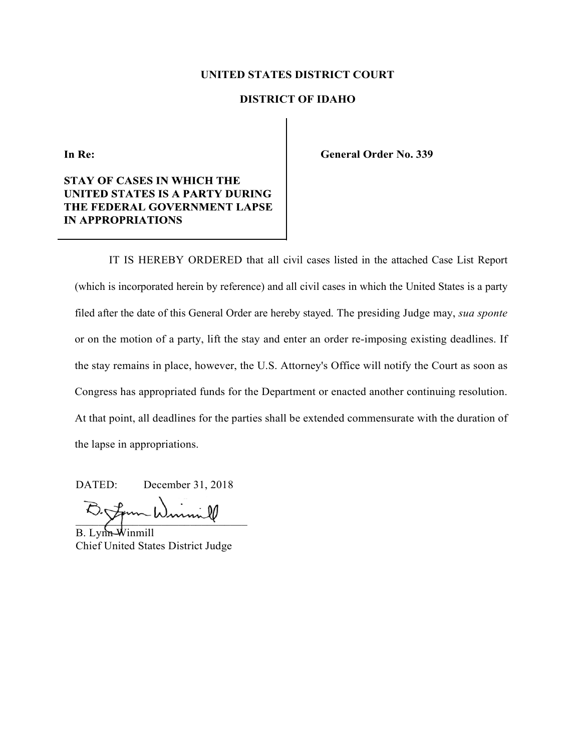**UNITED STATES DISTRICT COURT**

**DISTRICT OF IDAHO**

**In Re:**

**STAY OF CASES IN WHICH THE UNITED STATES IS A PARTY DURING THE FEDERAL GOVERNMENT LAPSE IN APPROPRIATIONS**

**General Order No. 339**

IT IS HEREBY ORDERED that all civil cases listed in the attached Case List Report (which is incorporated herein by reference) and all civil cases in which the United States is a party filed after the date of this General Order are hereby stayed. The presiding Judge may, *sua sponte* or on the motion of a party, lift the stay and enter an order re-imposing existing deadlines. If the stay remains in place, however, the U.S. Attorney's Office will notify the Court as soon as Congress has appropriated funds for the Department or enacted another continuing resolution. At that point, all deadlines for the parties shall be extended commensurate with the duration of the lapse in appropriations.

DATED: December 31, 2018

B. Lynn Winmill
Chief United States District Judge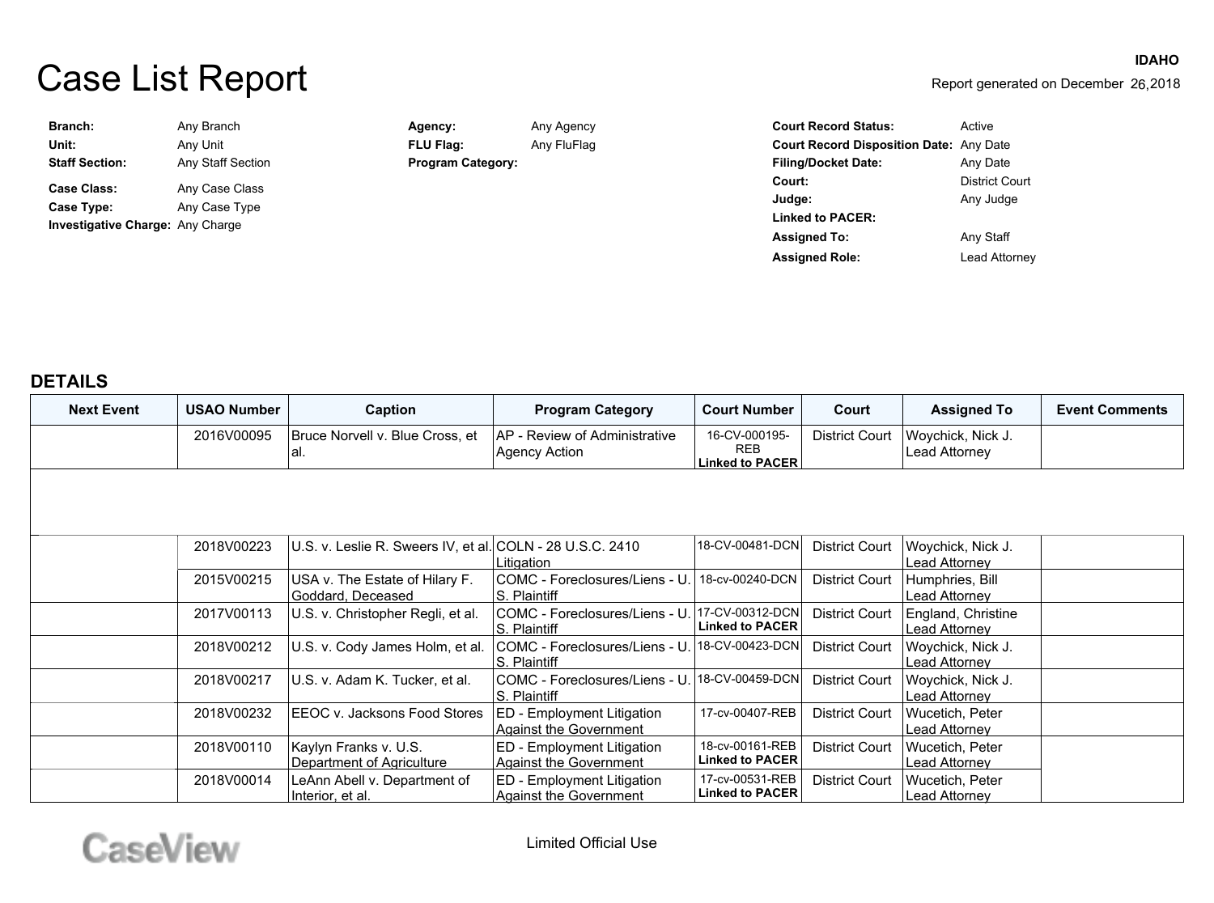# Case List Report

**IDAHO**

Report generated on December 26,2018

| | | | | | |
|---|---|---|---|---|---|
| **Branch:** | Any Branch | **Agency:** | Any Agency | **Court Record Status:** | Active |
| **Unit:** | Any Unit | **FLU Flag:** | Any FluFlag | **Court Record Disposition Date:** | Any Date |
| **Staff Section:** | Any Staff Section | **Program Category:** | | **Filing/Docket Date:** | Any Date |
| **Case Class:** | Any Case Class | | | **Court:** | District Court |
| **Case Type:** | Any Case Type | | | **Judge:** | Any Judge |
| **Investigative Charge:** | Any Charge | | | **Linked to PACER:** | |
| | | | | **Assigned To:** | Any Staff |
| | | | | **Assigned Role:** | Lead Attorney |

## DETAILS

| Next Event | USAO Number | Caption | Program Category | Court Number | Court | Assigned To | Event Comments |
|---|---|---|---|---|---|---|---|
| | 2016V00095 | Bruce Norvell v. Blue Cross, et al. | AP - Review of Administrative Agency Action | 16-CV-000195-REB **Linked to PACER** | District Court | Woychick, Nick J. Lead Attorney | |
| | 2018V00223 | U.S. v. Leslie R. Sweers IV, et al. | COLN - 28 U.S.C. 2410 Litigation | 18-CV-00481-DCN | District Court | Woychick, Nick J. Lead Attorney | |
| | 2015V00215 | USA v. The Estate of Hilary F. Goddard, Deceased | COMC - Foreclosures/Liens - U. S. Plaintiff | 18-cv-00240-DCN | District Court | Humphries, Bill Lead Attorney | |
| | 2017V00113 | U.S. v. Christopher Regli, et al. | COMC - Foreclosures/Liens - U. S. Plaintiff | 17-CV-00312-DCN **Linked to PACER** | District Court | England, Christine Lead Attorney | |
| | 2018V00212 | U.S. v. Cody James Holm, et al. | COMC - Foreclosures/Liens - U. S. Plaintiff | 18-CV-00423-DCN | District Court | Woychick, Nick J. Lead Attorney | |
| | 2018V00217 | U.S. v. Adam K. Tucker, et al. | COMC - Foreclosures/Liens - U. S. Plaintiff | 18-CV-00459-DCN | District Court | Woychick, Nick J. Lead Attorney | |
| | 2018V00232 | EEOC v. Jacksons Food Stores | ED - Employment Litigation Against the Government | 17-cv-00407-REB | District Court | Wucetich, Peter Lead Attorney | |
| | 2018V00110 | Kaylyn Franks v. U.S. Department of Agriculture | ED - Employment Litigation Against the Government | 18-cv-00161-REB **Linked to PACER** | District Court | Wucetich, Peter Lead Attorney | |
| | 2018V00014 | LeAnn Abell v. Department of Interior, et al. | ED - Employment Litigation Against the Government | 17-cv-00531-REB **Linked to PACER** | District Court | Wucetich, Peter Lead Attorney | |

CaseView

Limited Official Use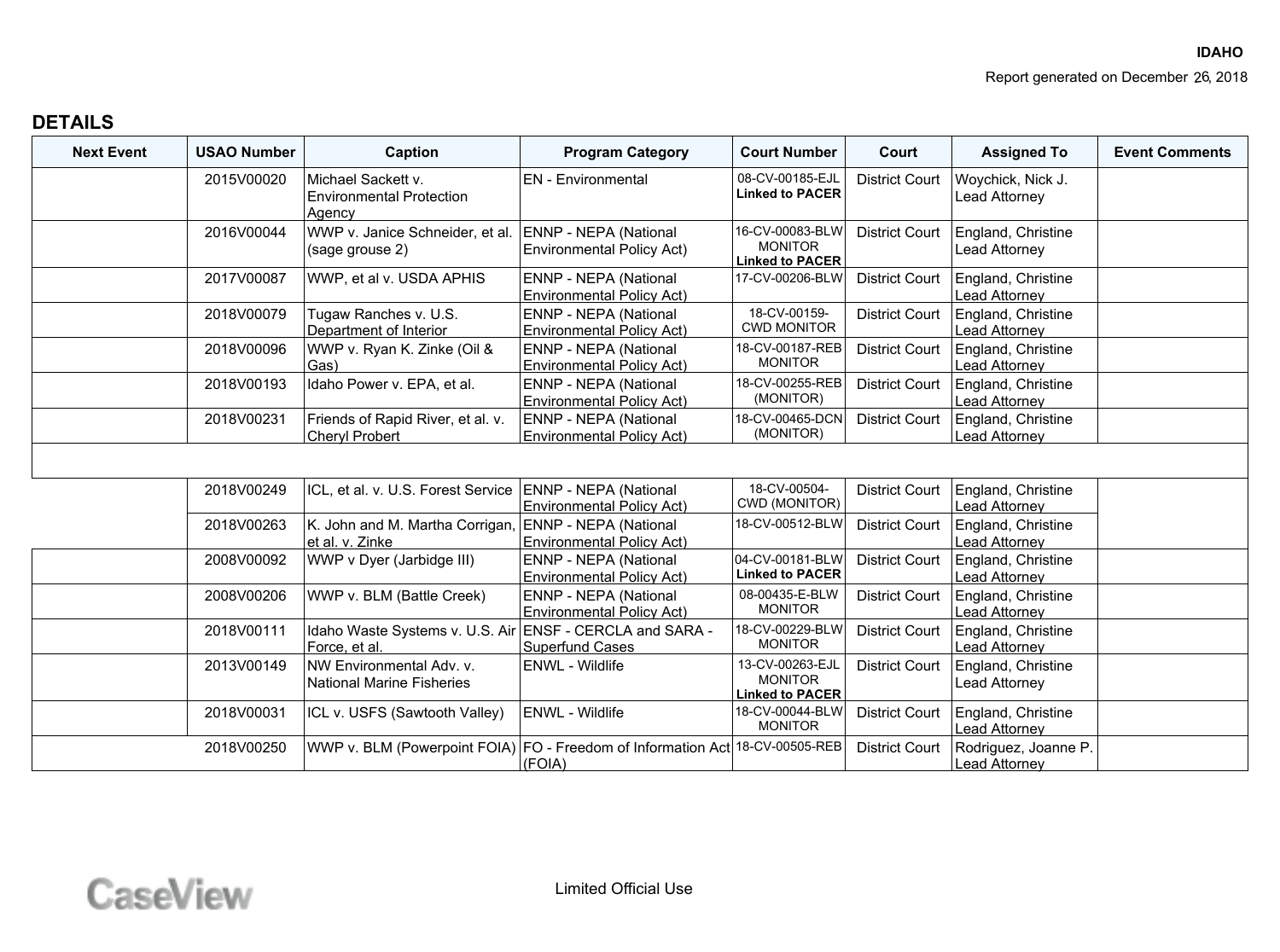IDAHO

Report generated on December 26, 2018

## DETAILS

| Next Event | USAO Number | Caption | Program Category | Court Number | Court | Assigned To | Event Comments |
|---|---|---|---|---|---|---|---|
| | 2015V00020 | Michael Sackett v. Environmental Protection Agency | EN - Environmental | 08-CV-00185-EJL **Linked to PACER** | District Court | Woychick, Nick J. Lead Attorney | |
| | 2016V00044 | WWP v. Janice Schneider, et al. (sage grouse 2) | ENNP - NEPA (National Environmental Policy Act) | 16-CV-00083-BLW MONITOR **Linked to PACER** | District Court | England, Christine Lead Attorney | |
| | 2017V00087 | WWP, et al v. USDA APHIS | ENNP - NEPA (National Environmental Policy Act) | 17-CV-00206-BLW | District Court | England, Christine Lead Attorney | |
| | 2018V00079 | Tugaw Ranches v. U.S. Department of Interior | ENNP - NEPA (National Environmental Policy Act) | 18-CV-00159-CWD MONITOR | District Court | England, Christine Lead Attorney | |
| | 2018V00096 | WWP v. Ryan K. Zinke (Oil & Gas) | ENNP - NEPA (National Environmental Policy Act) | 18-CV-00187-REB MONITOR | District Court | England, Christine Lead Attorney | |
| | 2018V00193 | Idaho Power v. EPA, et al. | ENNP - NEPA (National Environmental Policy Act) | 18-CV-00255-REB (MONITOR) | District Court | England, Christine Lead Attorney | |
| | 2018V00231 | Friends of Rapid River, et al. v. Cheryl Probert | ENNP - NEPA (National Environmental Policy Act) | 18-CV-00465-DCN (MONITOR) | District Court | England, Christine Lead Attorney | |
| | | | | | | | |
| | 2018V00249 | ICL, et al. v. U.S. Forest Service | ENNP - NEPA (National Environmental Policy Act) | 18-CV-00504-CWD (MONITOR) | District Court | England, Christine Lead Attorney | |
| | 2018V00263 | K. John and M. Martha Corrigan, et al. v. Zinke | ENNP - NEPA (National Environmental Policy Act) | 18-CV-00512-BLW | District Court | England, Christine Lead Attorney | |
| | 2008V00092 | WWP v Dyer (Jarbidge III) | ENNP - NEPA (National Environmental Policy Act) | 04-CV-00181-BLW **Linked to PACER** | District Court | England, Christine Lead Attorney | |
| | 2008V00206 | WWP v. BLM (Battle Creek) | ENNP - NEPA (National Environmental Policy Act) | 08-00435-E-BLW MONITOR | District Court | England, Christine Lead Attorney | |
| | 2018V00111 | Idaho Waste Systems v. U.S. Air Force, et al. | ENSF - CERCLA and SARA - Superfund Cases | 18-CV-00229-BLW MONITOR | District Court | England, Christine Lead Attorney | |
| | 2013V00149 | NW Environmental Adv. v. National Marine Fisheries | ENWL - Wildlife | 13-CV-00263-EJL MONITOR **Linked to PACER** | District Court | England, Christine Lead Attorney | |
| | 2018V00031 | ICL v. USFS (Sawtooth Valley) | ENWL - Wildlife | 18-CV-00044-BLW MONITOR | District Court | England, Christine Lead Attorney | |
| | 2018V00250 | WWP v. BLM (Powerpoint FOIA) | FO - Freedom of Information Act (FOIA) | 18-CV-00505-REB | District Court | Rodriguez, Joanne P. Lead Attorney | |

Limited Official Use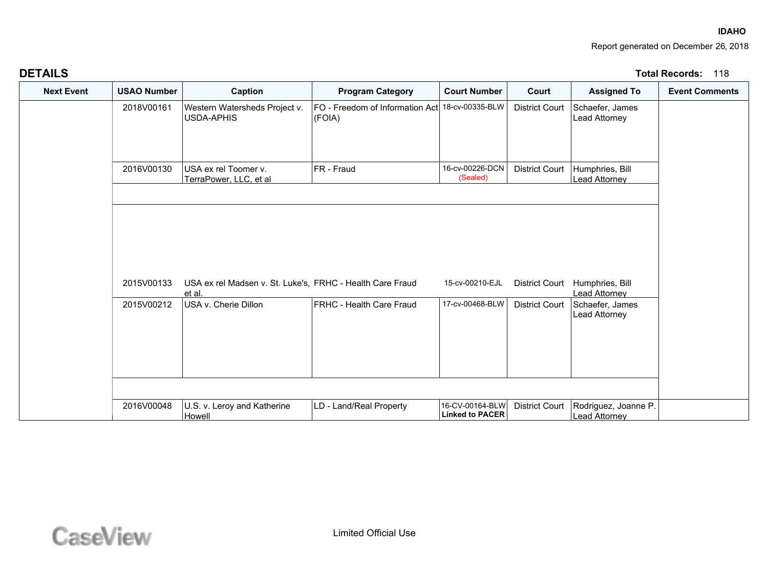**IDAHO**

Report generated on December 26, 2018

## DETAILS

**Total Records:** 118

| Next Event | USAO Number | Caption | Program Category | Court Number | Court | Assigned To | Event Comments |
|---|---|---|---|---|---|---|---|
| | 2018V00161 | Western Watersheds Project v. USDA-APHIS | FO - Freedom of Information Act (FOIA) | 18-cv-00335-BLW | District Court | Schaefer, James Lead Attorney | |
| | 2016V00130 | USA ex rel Toomer v. TerraPower, LLC, et al | FR - Fraud | 16-cv-00226-DCN (Sealed) | District Court | Humphries, Bill Lead Attorney | |
| | 2015V00133 | USA ex rel Madsen v. St. Luke's, et al. | FRHC - Health Care Fraud | 15-cv-00210-EJL | District Court | Humphries, Bill Lead Attorney | |
| | 2015V00212 | USA v. Cherie Dillon | FRHC - Health Care Fraud | 17-cv-00468-BLW | District Court | Schaefer, James Lead Attorney | |
| | 2016V00048 | U.S. v. Leroy and Katherine Howell | LD - Land/Real Property | 16-CV-00164-BLW **Linked to PACER** | District Court | Rodriguez, Joanne P. Lead Attorney | |

Limited Official Use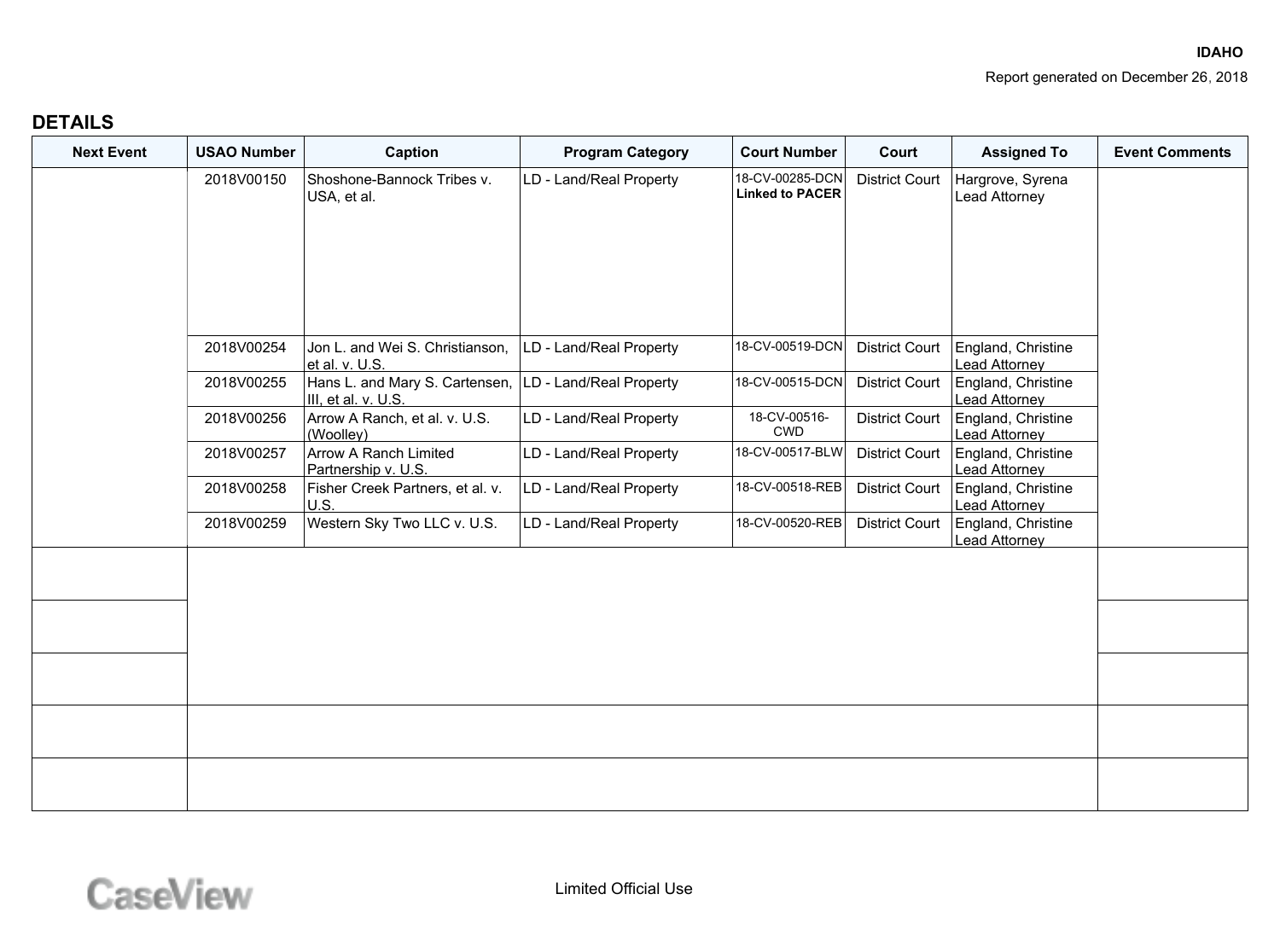**IDAHO**

Report generated on December 26, 2018

## DETAILS

| Next Event | USAO Number | Caption | Program Category | Court Number | Court | Assigned To | Event Comments |
|---|---|---|---|---|---|---|---|
| | 2018V00150 | Shoshone-Bannock Tribes v. USA, et al. | LD - Land/Real Property | 18-CV-00285-DCN **Linked to PACER** | District Court | Hargrove, Syrena Lead Attorney | |
| | 2018V00254 | Jon L. and Wei S. Christianson, et al. v. U.S. | LD - Land/Real Property | 18-CV-00519-DCN | District Court | England, Christine Lead Attorney | |
| | 2018V00255 | Hans L. and Mary S. Cartensen, III, et al. v. U.S. | LD - Land/Real Property | 18-CV-00515-DCN | District Court | England, Christine Lead Attorney | |
| | 2018V00256 | Arrow A Ranch, et al. v. U.S. (Woolley) | LD - Land/Real Property | 18-CV-00516-CWD | District Court | England, Christine Lead Attorney | |
| | 2018V00257 | Arrow A Ranch Limited Partnership v. U.S. | LD - Land/Real Property | 18-CV-00517-BLW | District Court | England, Christine Lead Attorney | |
| | 2018V00258 | Fisher Creek Partners, et al. v. U.S. | LD - Land/Real Property | 18-CV-00518-REB | District Court | England, Christine Lead Attorney | |
| | 2018V00259 | Western Sky Two LLC v. U.S. | LD - Land/Real Property | 18-CV-00520-REB | District Court | England, Christine Lead Attorney | |

Limited Official Use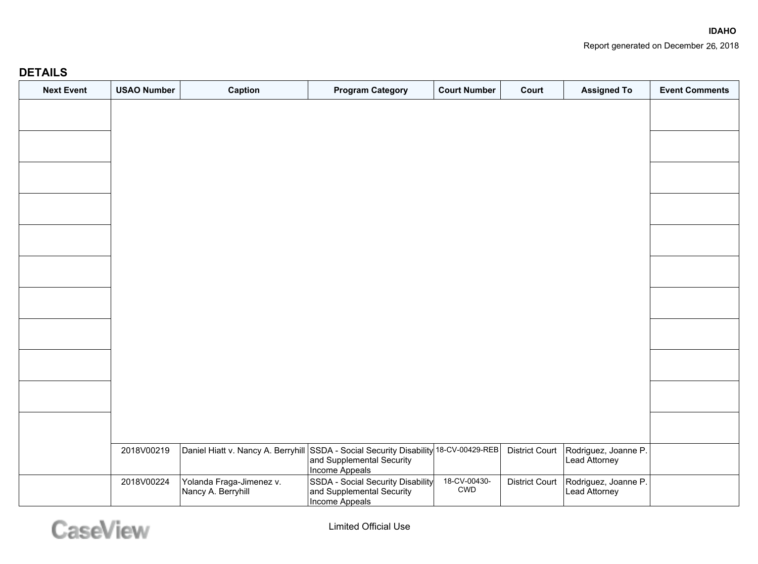**IDAHO**

Report generated on December 26, 2018

## DETAILS

| Next Event | USAO Number | Caption | Program Category | Court Number | Court | Assigned To | Event Comments |
|---|---|---|---|---|---|---|---|
| | | | | | | | |
| | | | | | | | |
| | | | | | | | |
| | | | | | | | |
| | | | | | | | |
| | | | | | | | |
| | | | | | | | |
| | | | | | | | |
| | | | | | | | |
| | | | | | | | |
| | | | | | | | |
| | 2018V00219 | Daniel Hiatt v. Nancy A. Berryhill | SSDA - Social Security Disability and Supplemental Security Income Appeals | 18-CV-00429-REB | District Court | Rodriguez, Joanne P. Lead Attorney | |
| | 2018V00224 | Yolanda Fraga-Jimenez v. Nancy A. Berryhill | SSDA - Social Security Disability and Supplemental Security Income Appeals | 18-CV-00430-CWD | District Court | Rodriguez, Joanne P. Lead Attorney | |

Limited Official Use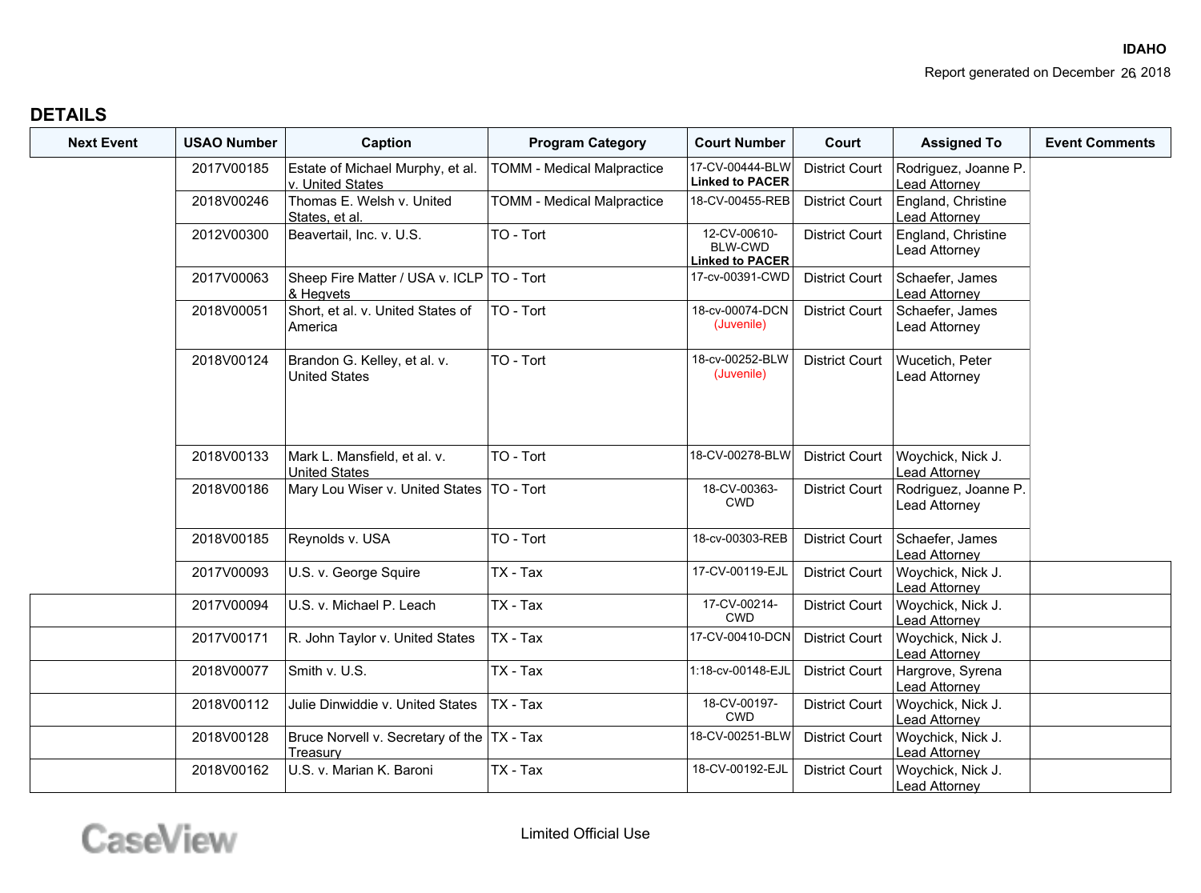**IDAHO**

Report generated on December 26, 2018

## DETAILS

| Next Event | USAO Number | Caption | Program Category | Court Number | Court | Assigned To | Event Comments |
|---|---|---|---|---|---|---|---|
| | 2017V00185 | Estate of Michael Murphy, et al. v. United States | TOMM - Medical Malpractice | 17-CV-00444-BLW **Linked to PACER** | District Court | Rodriguez, Joanne P. Lead Attorney | |
| | 2018V00246 | Thomas E. Welsh v. United States, et al. | TOMM - Medical Malpractice | 18-CV-00455-REB | District Court | England, Christine Lead Attorney | |
| | 2012V00300 | Beavertail, Inc. v. U.S. | TO - Tort | 12-CV-00610-BLW-CWD **Linked to PACER** | District Court | England, Christine Lead Attorney | |
| | 2017V00063 | Sheep Fire Matter / USA v. ICLP & Hegvets | TO - Tort | 17-cv-00391-CWD | District Court | Schaefer, James Lead Attorney | |
| | 2018V00051 | Short, et al. v. United States of America | TO - Tort | 18-cv-00074-DCN (Juvenile) | District Court | Schaefer, James Lead Attorney | |
| | 2018V00124 | Brandon G. Kelley, et al. v. United States | TO - Tort | 18-cv-00252-BLW (Juvenile) | District Court | Wucetich, Peter Lead Attorney | |
| | 2018V00133 | Mark L. Mansfield, et al. v. United States | TO - Tort | 18-CV-00278-BLW | District Court | Woychick, Nick J. Lead Attorney | |
| | 2018V00186 | Mary Lou Wiser v. United States | TO - Tort | 18-CV-00363-CWD | District Court | Rodriguez, Joanne P. Lead Attorney | |
| | 2018V00185 | Reynolds v. USA | TO - Tort | 18-cv-00303-REB | District Court | Schaefer, James Lead Attorney | |
| | 2017V00093 | U.S. v. George Squire | TX - Tax | 17-CV-00119-EJL | District Court | Woychick, Nick J. Lead Attorney | |
| | 2017V00094 | U.S. v. Michael P. Leach | TX - Tax | 17-CV-00214-CWD | District Court | Woychick, Nick J. Lead Attorney | |
| | 2017V00171 | R. John Taylor v. United States | TX - Tax | 17-CV-00410-DCN | District Court | Woychick, Nick J. Lead Attorney | |
| | 2018V00077 | Smith v. U.S. | TX - Tax | 1:18-cv-00148-EJL | District Court | Hargrove, Syrena Lead Attorney | |
| | 2018V00112 | Julie Dinwiddie v. United States | TX - Tax | 18-CV-00197-CWD | District Court | Woychick, Nick J. Lead Attorney | |
| | 2018V00128 | Bruce Norvell v. Secretary of the Treasury | TX - Tax | 18-CV-00251-BLW | District Court | Woychick, Nick J. Lead Attorney | |
| | 2018V00162 | U.S. v. Marian K. Baroni | TX - Tax | 18-CV-00192-EJL | District Court | Woychick, Nick J. Lead Attorney | |

CaseView

Limited Official Use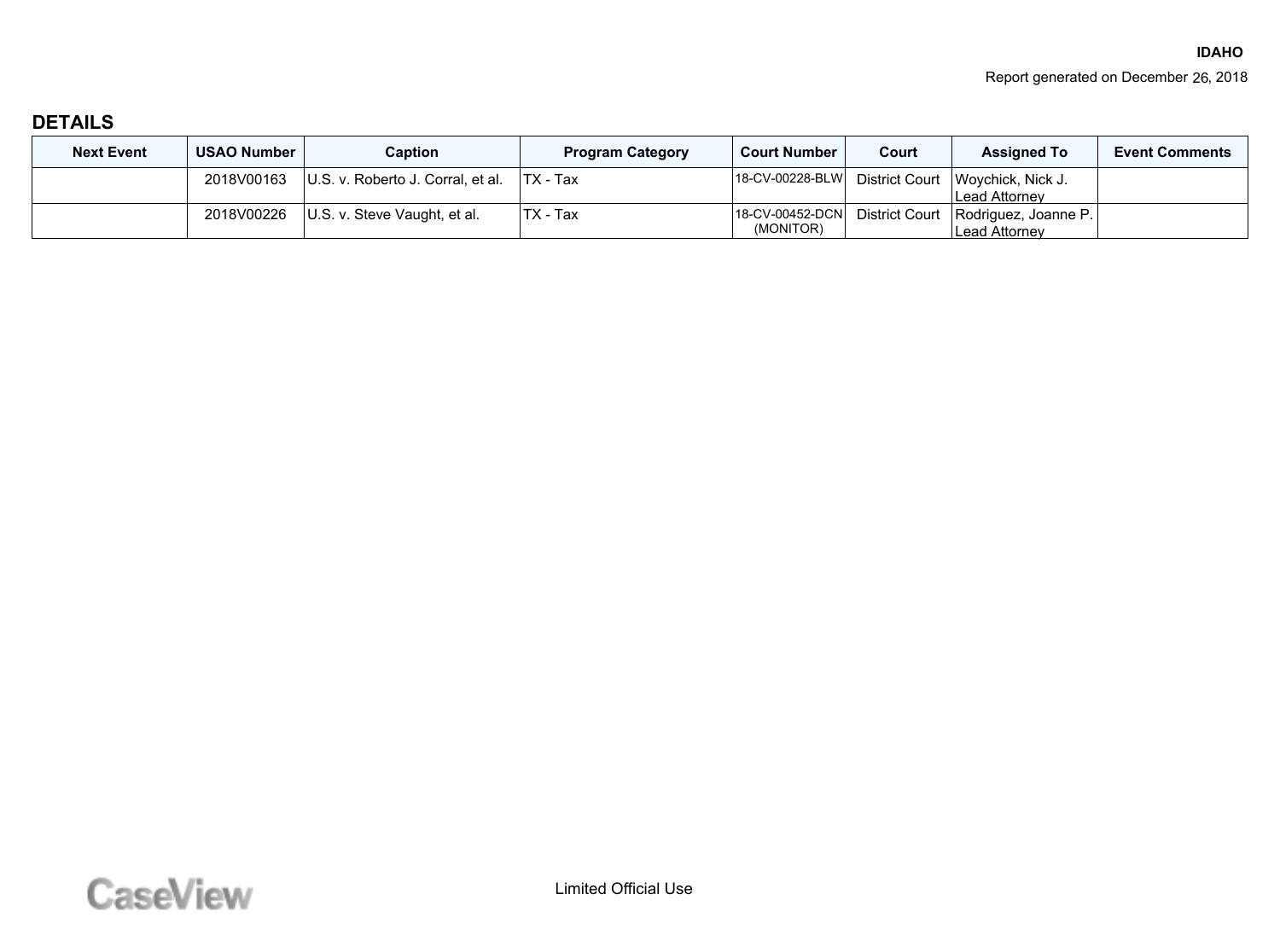IDAHO

Report generated on December 26, 2018

## DETAILS

| Next Event | USAO Number | Caption | Program Category | Court Number | Court | Assigned To | Event Comments |
|---|---|---|---|---|---|---|---|
| | 2018V00163 | U.S. v. Roberto J. Corral, et al. | TX - Tax | 18-CV-00228-BLW | District Court | Woychick, Nick J. Lead Attorney | |
| | 2018V00226 | U.S. v. Steve Vaught, et al. | TX - Tax | 18-CV-00452-DCN (MONITOR) | District Court | Rodriguez, Joanne P. Lead Attorney | |

CaseView

Limited Official Use